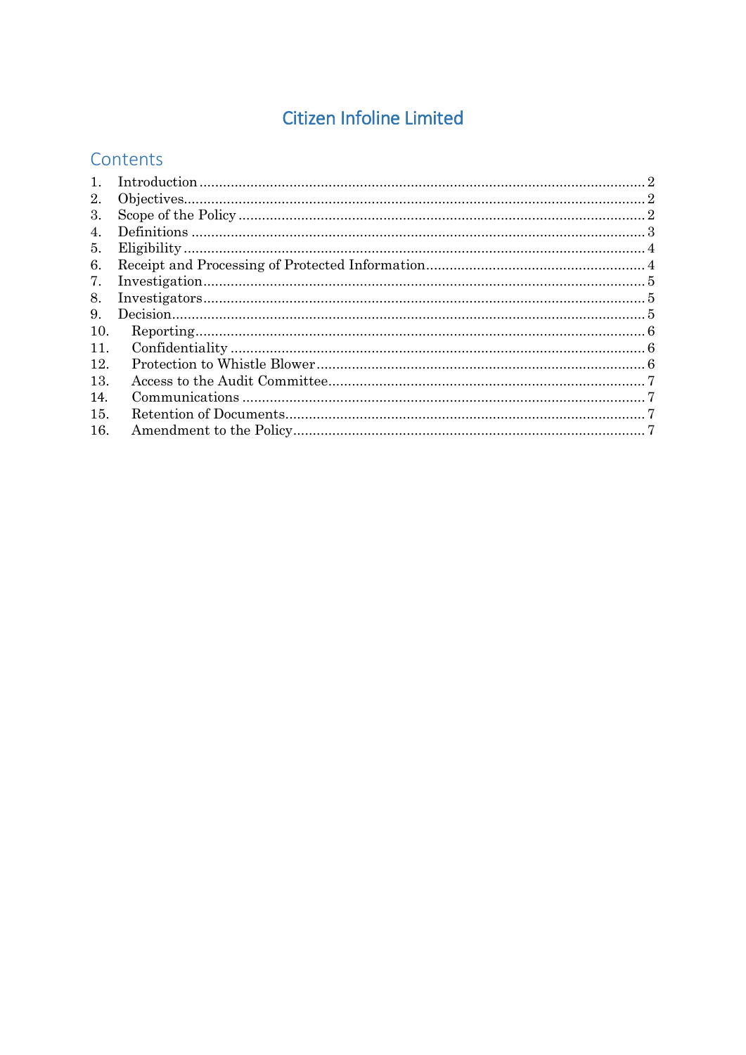# Citizen Infoline Limited

## Contents

1. Introduction ..................................................................................................... 2
2. Objectives........................................................................................................ 2
3. Scope of the Policy .......................................................................................... 2
4. Definitions ....................................................................................................... 3
5. Eligibility ......................................................................................................... 4
6. Receipt and Processing of Protected Information........................................... 4
7. Investigation.................................................................................................... 5
8. Investigators.................................................................................................... 5
9. Decision........................................................................................................... 5
10. Reporting.................................................................................................... 6
11. Confidentiality ........................................................................................... 6
12. Protection to Whistle Blower ..................................................................... 6
13. Access to the Audit Committee................................................................... 7
14. Communications ........................................................................................ 7
15. Retention of Documents.............................................................................. 7
16. Amendment to the Policy............................................................................ 7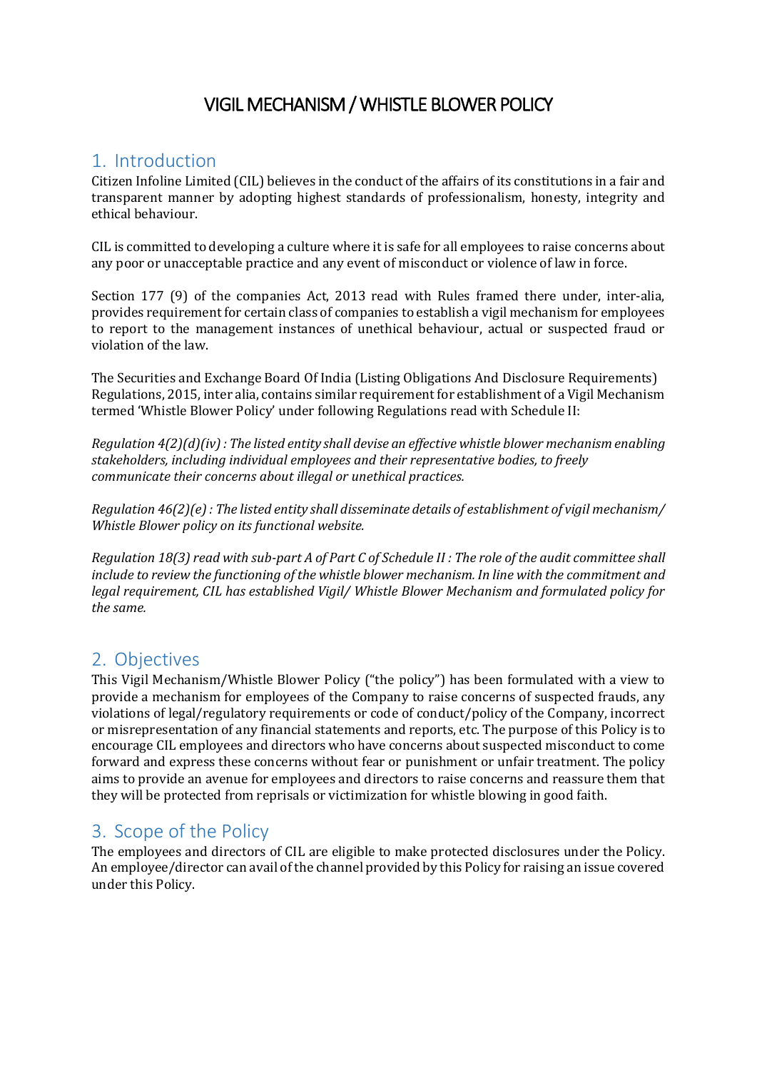# VIGIL MECHANISM / WHISTLE BLOWER POLICY

## 1. Introduction

Citizen Infoline Limited (CIL) believes in the conduct of the affairs of its constitutions in a fair and transparent manner by adopting highest standards of professionalism, honesty, integrity and ethical behaviour.

CIL is committed to developing a culture where it is safe for all employees to raise concerns about any poor or unacceptable practice and any event of misconduct or violence of law in force.

Section 177 (9) of the companies Act, 2013 read with Rules framed there under, inter-alia, provides requirement for certain class of companies to establish a vigil mechanism for employees to report to the management instances of unethical behaviour, actual or suspected fraud or violation of the law.

The Securities and Exchange Board Of India (Listing Obligations And Disclosure Requirements) Regulations, 2015, inter alia, contains similar requirement for establishment of a Vigil Mechanism termed 'Whistle Blower Policy' under following Regulations read with Schedule II:

*Regulation 4(2)(d)(iv) : The listed entity shall devise an effective whistle blower mechanism enabling stakeholders, including individual employees and their representative bodies, to freely communicate their concerns about illegal or unethical practices.*

*Regulation 46(2)(e) : The listed entity shall disseminate details of establishment of vigil mechanism/ Whistle Blower policy on its functional website.*

*Regulation 18(3) read with sub-part A of Part C of Schedule II : The role of the audit committee shall include to review the functioning of the whistle blower mechanism. In line with the commitment and legal requirement, CIL has established Vigil/ Whistle Blower Mechanism and formulated policy for the same.*

## 2. Objectives

This Vigil Mechanism/Whistle Blower Policy ("the policy") has been formulated with a view to provide a mechanism for employees of the Company to raise concerns of suspected frauds, any violations of legal/regulatory requirements or code of conduct/policy of the Company, incorrect or misrepresentation of any financial statements and reports, etc. The purpose of this Policy is to encourage CIL employees and directors who have concerns about suspected misconduct to come forward and express these concerns without fear or punishment or unfair treatment. The policy aims to provide an avenue for employees and directors to raise concerns and reassure them that they will be protected from reprisals or victimization for whistle blowing in good faith.

## 3. Scope of the Policy

The employees and directors of CIL are eligible to make protected disclosures under the Policy. An employee/director can avail of the channel provided by this Policy for raising an issue covered under this Policy.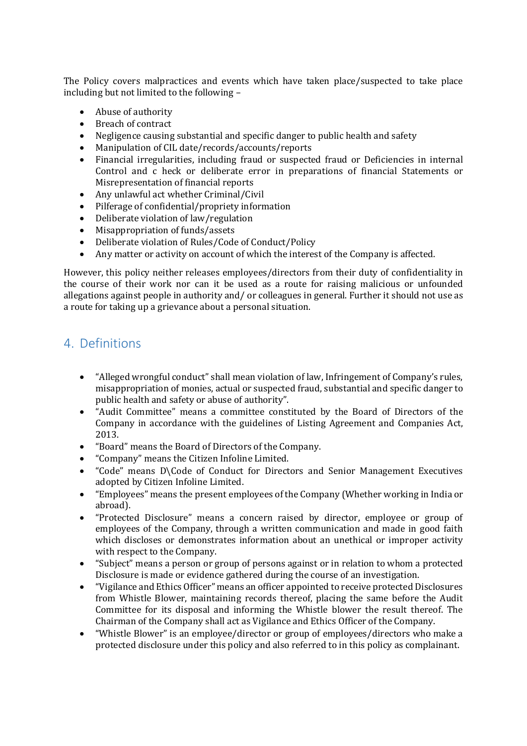The Policy covers malpractices and events which have taken place/suspected to take place including but not limited to the following –

- Abuse of authority
- Breach of contract
- Negligence causing substantial and specific danger to public health and safety
- Manipulation of CIL date/records/accounts/reports
- Financial irregularities, including fraud or suspected fraud or Deficiencies in internal Control and c heck or deliberate error in preparations of financial Statements or Misrepresentation of financial reports
- Any unlawful act whether Criminal/Civil
- Pilferage of confidential/propriety information
- Deliberate violation of law/regulation
- Misappropriation of funds/assets
- Deliberate violation of Rules/Code of Conduct/Policy
- Any matter or activity on account of which the interest of the Company is affected.

However, this policy neither releases employees/directors from their duty of confidentiality in the course of their work nor can it be used as a route for raising malicious or unfounded allegations against people in authority and/ or colleagues in general. Further it should not use as a route for taking up a grievance about a personal situation.

## 4. Definitions

- "Alleged wrongful conduct" shall mean violation of law, Infringement of Company's rules, misappropriation of monies, actual or suspected fraud, substantial and specific danger to public health and safety or abuse of authority".
- "Audit Committee" means a committee constituted by the Board of Directors of the Company in accordance with the guidelines of Listing Agreement and Companies Act, 2013.
- "Board" means the Board of Directors of the Company.
- "Company" means the Citizen Infoline Limited.
- "Code" means D\Code of Conduct for Directors and Senior Management Executives adopted by Citizen Infoline Limited.
- "Employees" means the present employees of the Company (Whether working in India or abroad).
- "Protected Disclosure" means a concern raised by director, employee or group of employees of the Company, through a written communication and made in good faith which discloses or demonstrates information about an unethical or improper activity with respect to the Company.
- "Subject" means a person or group of persons against or in relation to whom a protected Disclosure is made or evidence gathered during the course of an investigation.
- "Vigilance and Ethics Officer" means an officer appointed to receive protected Disclosures from Whistle Blower, maintaining records thereof, placing the same before the Audit Committee for its disposal and informing the Whistle blower the result thereof. The Chairman of the Company shall act as Vigilance and Ethics Officer of the Company.
- "Whistle Blower" is an employee/director or group of employees/directors who make a protected disclosure under this policy and also referred to in this policy as complainant.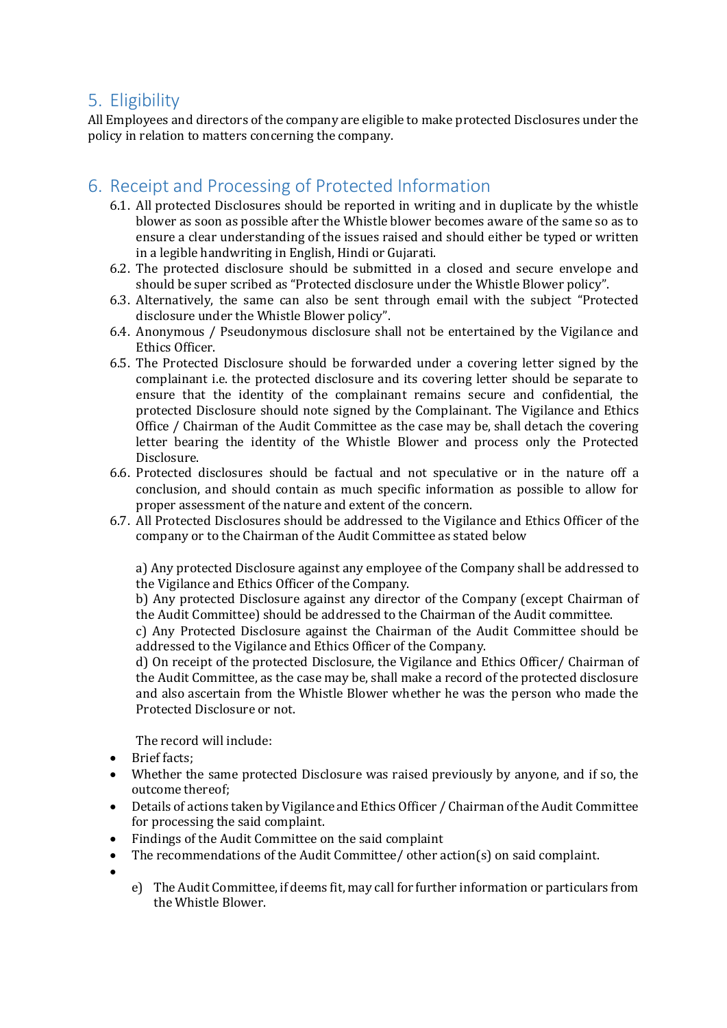## 5. Eligibility

All Employees and directors of the company are eligible to make protected Disclosures under the policy in relation to matters concerning the company.

## 6. Receipt and Processing of Protected Information

6.1. All protected Disclosures should be reported in writing and in duplicate by the whistle blower as soon as possible after the Whistle blower becomes aware of the same so as to ensure a clear understanding of the issues raised and should either be typed or written in a legible handwriting in English, Hindi or Gujarati.

6.2. The protected disclosure should be submitted in a closed and secure envelope and should be super scribed as "Protected disclosure under the Whistle Blower policy".

6.3. Alternatively, the same can also be sent through email with the subject "Protected disclosure under the Whistle Blower policy".

6.4. Anonymous / Pseudonymous disclosure shall not be entertained by the Vigilance and Ethics Officer.

6.5. The Protected Disclosure should be forwarded under a covering letter signed by the complainant i.e. the protected disclosure and its covering letter should be separate to ensure that the identity of the complainant remains secure and confidential, the protected Disclosure should note signed by the Complainant. The Vigilance and Ethics Office / Chairman of the Audit Committee as the case may be, shall detach the covering letter bearing the identity of the Whistle Blower and process only the Protected Disclosure.

6.6. Protected disclosures should be factual and not speculative or in the nature off a conclusion, and should contain as much specific information as possible to allow for proper assessment of the nature and extent of the concern.

6.7. All Protected Disclosures should be addressed to the Vigilance and Ethics Officer of the company or to the Chairman of the Audit Committee as stated below

a) Any protected Disclosure against any employee of the Company shall be addressed to the Vigilance and Ethics Officer of the Company.
b) Any protected Disclosure against any director of the Company (except Chairman of the Audit Committee) should be addressed to the Chairman of the Audit committee.
c) Any Protected Disclosure against the Chairman of the Audit Committee should be addressed to the Vigilance and Ethics Officer of the Company.
d) On receipt of the protected Disclosure, the Vigilance and Ethics Officer/ Chairman of the Audit Committee, as the case may be, shall make a record of the protected disclosure and also ascertain from the Whistle Blower whether he was the person who made the Protected Disclosure or not.

The record will include:

- Brief facts;
- Whether the same protected Disclosure was raised previously by anyone, and if so, the outcome thereof;
- Details of actions taken by Vigilance and Ethics Officer / Chairman of the Audit Committee for processing the said complaint.
- Findings of the Audit Committee on the said complaint
- The recommendations of the Audit Committee/ other action(s) on said complaint.
- 

e) The Audit Committee, if deems fit, may call for further information or particulars from the Whistle Blower.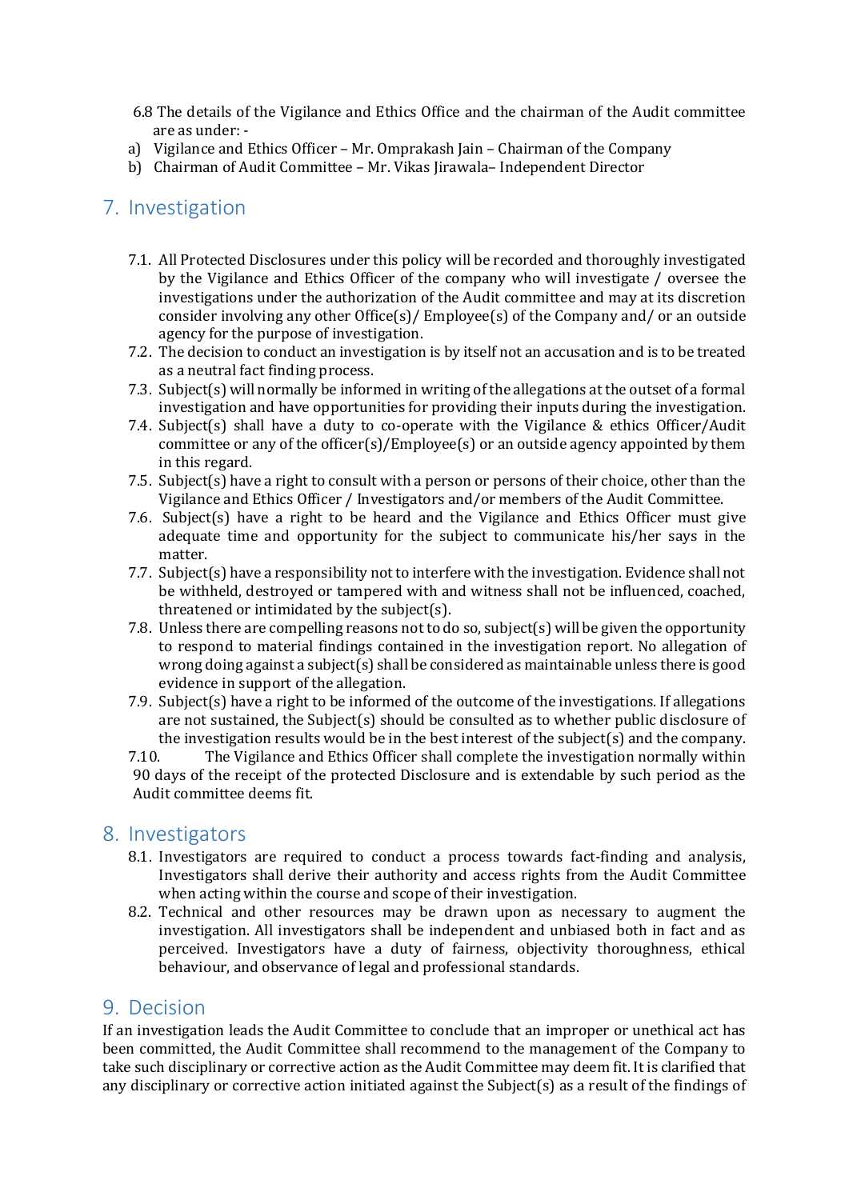6.8 The details of the Vigilance and Ethics Office and the chairman of the Audit committee are as under: -

a) Vigilance and Ethics Officer – Mr. Omprakash Jain – Chairman of the Company
b) Chairman of Audit Committee – Mr. Vikas Jirawala– Independent Director

## 7. Investigation

7.1. All Protected Disclosures under this policy will be recorded and thoroughly investigated by the Vigilance and Ethics Officer of the company who will investigate / oversee the investigations under the authorization of the Audit committee and may at its discretion consider involving any other Office(s)/ Employee(s) of the Company and/ or an outside agency for the purpose of investigation.

7.2. The decision to conduct an investigation is by itself not an accusation and is to be treated as a neutral fact finding process.

7.3. Subject(s) will normally be informed in writing of the allegations at the outset of a formal investigation and have opportunities for providing their inputs during the investigation.

7.4. Subject(s) shall have a duty to co-operate with the Vigilance & ethics Officer/Audit committee or any of the officer(s)/Employee(s) or an outside agency appointed by them in this regard.

7.5. Subject(s) have a right to consult with a person or persons of their choice, other than the Vigilance and Ethics Officer / Investigators and/or members of the Audit Committee.

7.6. Subject(s) have a right to be heard and the Vigilance and Ethics Officer must give adequate time and opportunity for the subject to communicate his/her says in the matter.

7.7. Subject(s) have a responsibility not to interfere with the investigation. Evidence shall not be withheld, destroyed or tampered with and witness shall not be influenced, coached, threatened or intimidated by the subject(s).

7.8. Unless there are compelling reasons not to do so, subject(s) will be given the opportunity to respond to material findings contained in the investigation report. No allegation of wrong doing against a subject(s) shall be considered as maintainable unless there is good evidence in support of the allegation.

7.9. Subject(s) have a right to be informed of the outcome of the investigations. If allegations are not sustained, the Subject(s) should be consulted as to whether public disclosure of the investigation results would be in the best interest of the subject(s) and the company.

7.10. The Vigilance and Ethics Officer shall complete the investigation normally within 90 days of the receipt of the protected Disclosure and is extendable by such period as the Audit committee deems fit.

## 8. Investigators

8.1. Investigators are required to conduct a process towards fact-finding and analysis, Investigators shall derive their authority and access rights from the Audit Committee when acting within the course and scope of their investigation.

8.2. Technical and other resources may be drawn upon as necessary to augment the investigation. All investigators shall be independent and unbiased both in fact and as perceived. Investigators have a duty of fairness, objectivity thoroughness, ethical behaviour, and observance of legal and professional standards.

## 9. Decision

If an investigation leads the Audit Committee to conclude that an improper or unethical act has been committed, the Audit Committee shall recommend to the management of the Company to take such disciplinary or corrective action as the Audit Committee may deem fit. It is clarified that any disciplinary or corrective action initiated against the Subject(s) as a result of the findings of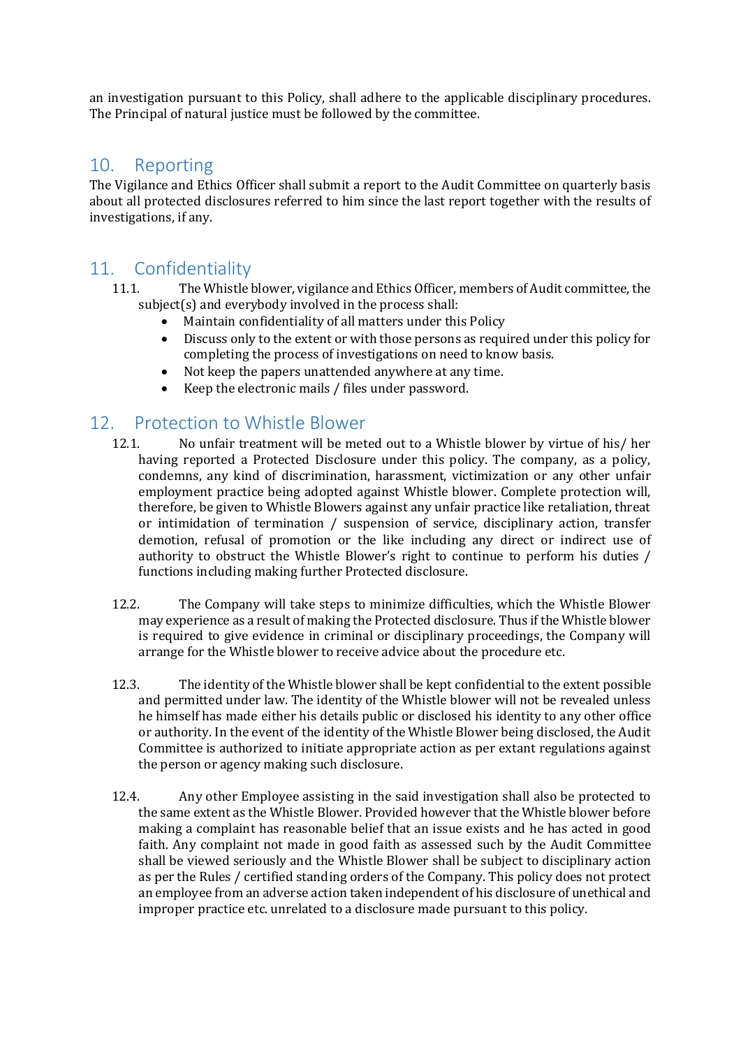an investigation pursuant to this Policy, shall adhere to the applicable disciplinary procedures. The Principal of natural justice must be followed by the committee.

## 10. Reporting

The Vigilance and Ethics Officer shall submit a report to the Audit Committee on quarterly basis about all protected disclosures referred to him since the last report together with the results of investigations, if any.

## 11. Confidentiality

11.1. The Whistle blower, vigilance and Ethics Officer, members of Audit committee, the subject(s) and everybody involved in the process shall:

- Maintain confidentiality of all matters under this Policy
- Discuss only to the extent or with those persons as required under this policy for completing the process of investigations on need to know basis.
- Not keep the papers unattended anywhere at any time.
- Keep the electronic mails / files under password.

## 12. Protection to Whistle Blower

12.1. No unfair treatment will be meted out to a Whistle blower by virtue of his/ her having reported a Protected Disclosure under this policy. The company, as a policy, condemns, any kind of discrimination, harassment, victimization or any other unfair employment practice being adopted against Whistle blower. Complete protection will, therefore, be given to Whistle Blowers against any unfair practice like retaliation, threat or intimidation of termination / suspension of service, disciplinary action, transfer demotion, refusal of promotion or the like including any direct or indirect use of authority to obstruct the Whistle Blower's right to continue to perform his duties / functions including making further Protected disclosure.

12.2. The Company will take steps to minimize difficulties, which the Whistle Blower may experience as a result of making the Protected disclosure. Thus if the Whistle blower is required to give evidence in criminal or disciplinary proceedings, the Company will arrange for the Whistle blower to receive advice about the procedure etc.

12.3. The identity of the Whistle blower shall be kept confidential to the extent possible and permitted under law. The identity of the Whistle blower will not be revealed unless he himself has made either his details public or disclosed his identity to any other office or authority. In the event of the identity of the Whistle Blower being disclosed, the Audit Committee is authorized to initiate appropriate action as per extant regulations against the person or agency making such disclosure.

12.4. Any other Employee assisting in the said investigation shall also be protected to the same extent as the Whistle Blower. Provided however that the Whistle blower before making a complaint has reasonable belief that an issue exists and he has acted in good faith. Any complaint not made in good faith as assessed such by the Audit Committee shall be viewed seriously and the Whistle Blower shall be subject to disciplinary action as per the Rules / certified standing orders of the Company. This policy does not protect an employee from an adverse action taken independent of his disclosure of unethical and improper practice etc. unrelated to a disclosure made pursuant to this policy.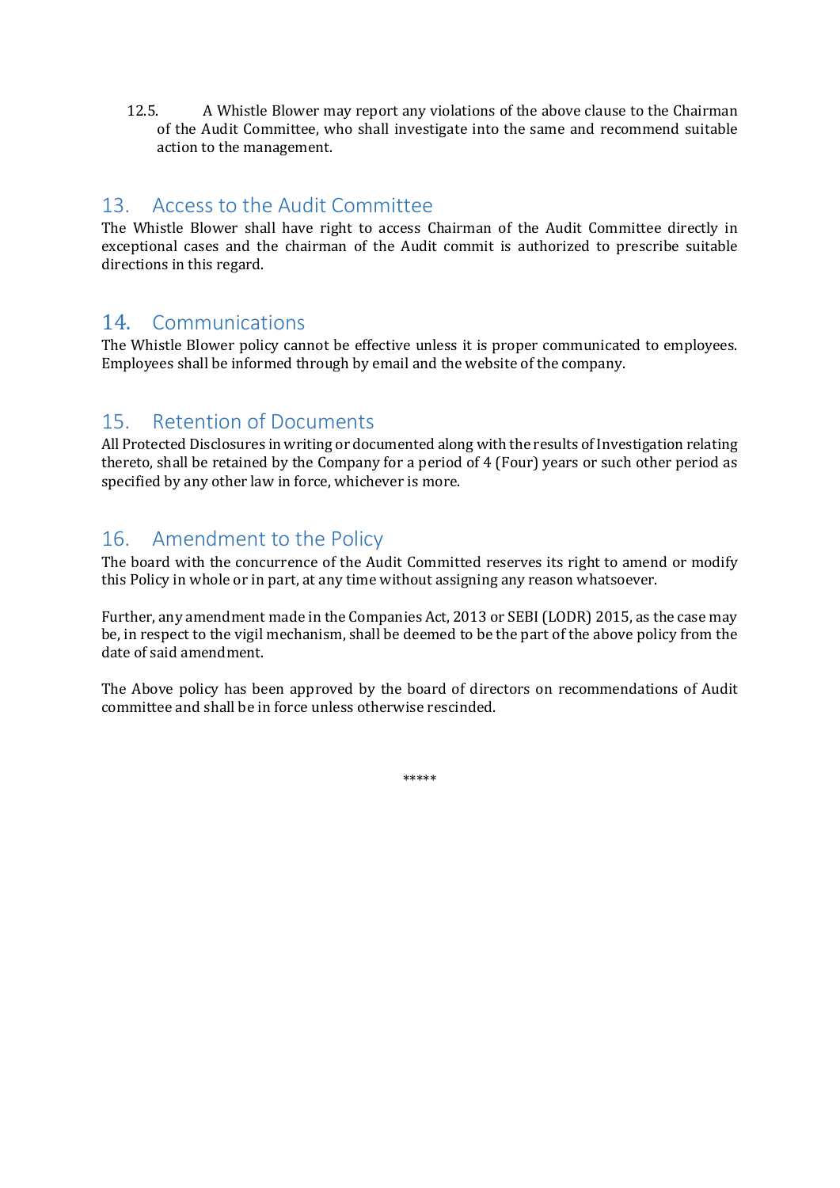12.5. A Whistle Blower may report any violations of the above clause to the Chairman of the Audit Committee, who shall investigate into the same and recommend suitable action to the management.

## 13. Access to the Audit Committee

The Whistle Blower shall have right to access Chairman of the Audit Committee directly in exceptional cases and the chairman of the Audit commit is authorized to prescribe suitable directions in this regard.

## 14. Communications

The Whistle Blower policy cannot be effective unless it is proper communicated to employees. Employees shall be informed through by email and the website of the company.

## 15. Retention of Documents

All Protected Disclosures in writing or documented along with the results of Investigation relating thereto, shall be retained by the Company for a period of 4 (Four) years or such other period as specified by any other law in force, whichever is more.

## 16. Amendment to the Policy

The board with the concurrence of the Audit Committed reserves its right to amend or modify this Policy in whole or in part, at any time without assigning any reason whatsoever.

Further, any amendment made in the Companies Act, 2013 or SEBI (LODR) 2015, as the case may be, in respect to the vigil mechanism, shall be deemed to be the part of the above policy from the date of said amendment.

The Above policy has been approved by the board of directors on recommendations of Audit committee and shall be in force unless otherwise rescinded.

*****